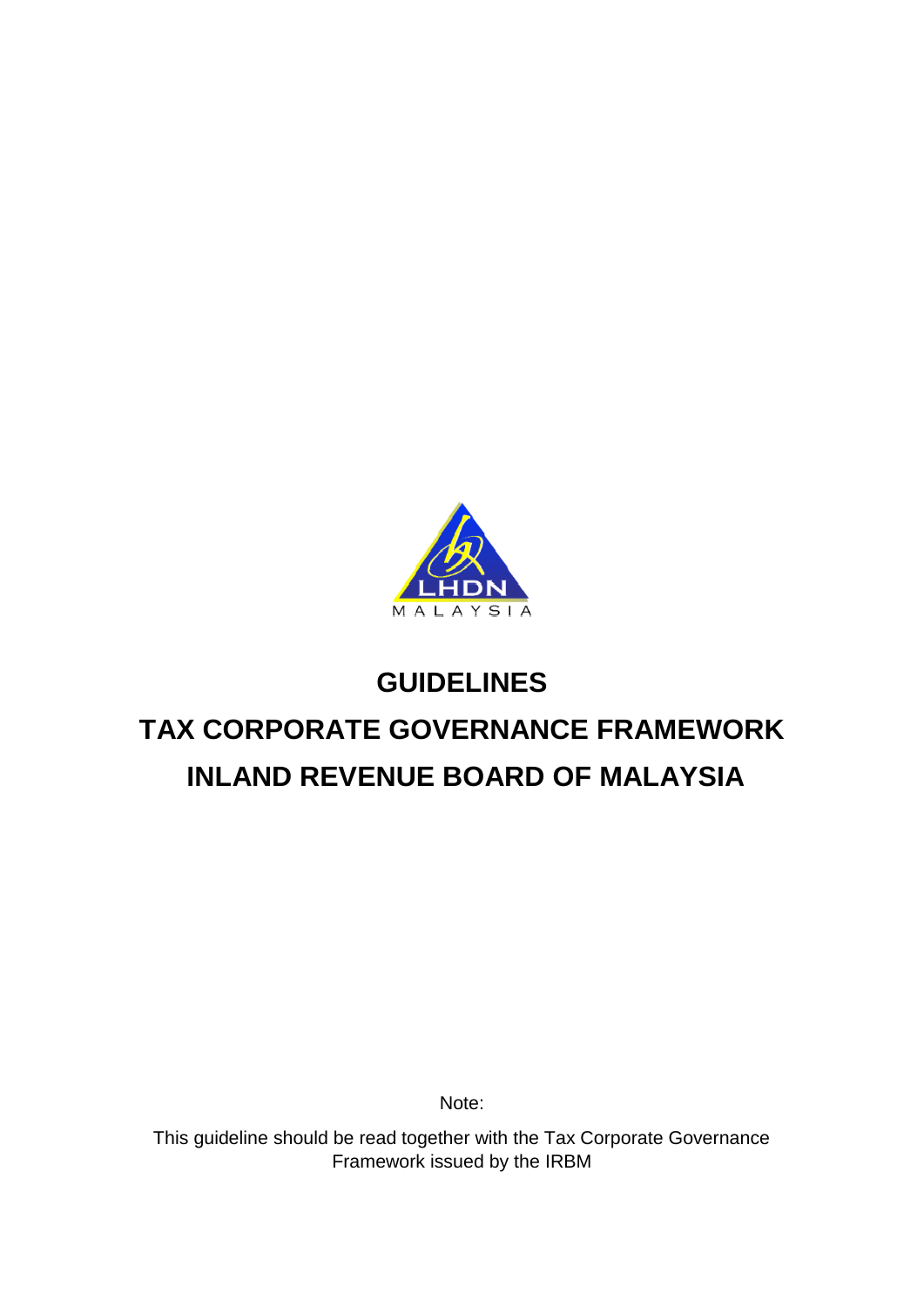# GUIDELINES

# TAX CORPORATE GOVERNANCE FRAMEWORK

# INLAND REVENUE BOARD OF MALAYSIA

Note:

This guideline should be read together with the Tax Corporate Governance Framework issued by the IRBM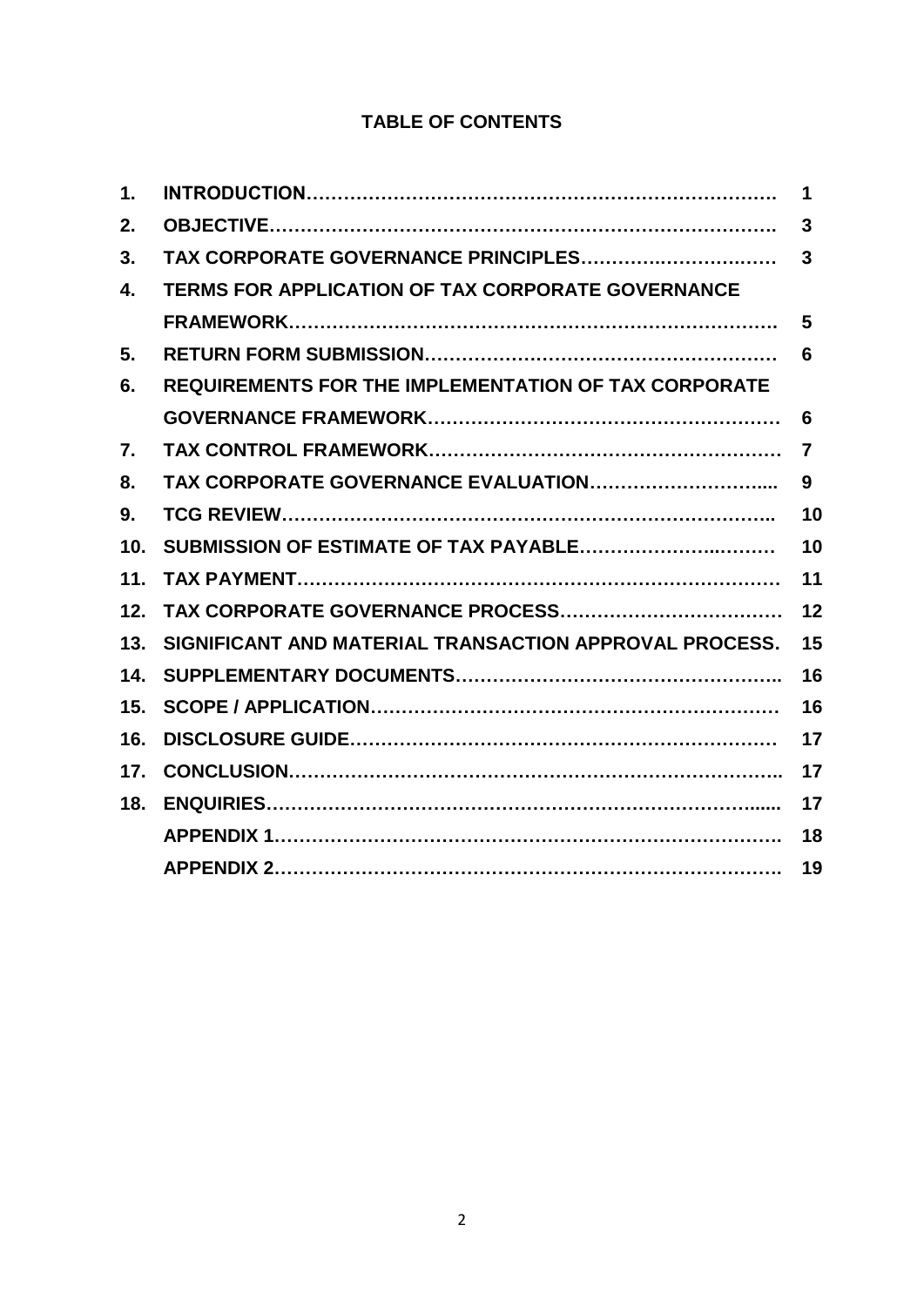**TABLE OF CONTENTS**

| | | |
|---|---|---|
| **1.** | **INTRODUCTION……………………………………………………………….** | **1** |
| **2.** | **OBJECTIVE……………………………………………………………………….** | **3** |
| **3.** | **TAX CORPORATE GOVERNANCE PRINCIPLES………………………………** | **3** |
| **4.** | **TERMS FOR APPLICATION OF TAX CORPORATE GOVERNANCE FRAMEWORK…………………………………………………………………….** | **5** |
| **5.** | **RETURN FORM SUBMISSION…………………………………………………** | **6** |
| **6.** | **REQUIREMENTS FOR THE IMPLEMENTATION OF TAX CORPORATE GOVERNANCE FRAMEWORK………………………………………………** | **6** |
| **7.** | **TAX CONTROL FRAMEWORK…………………………………………………** | **7** |
| **8.** | **TAX CORPORATE GOVERNANCE EVALUATION………………………....** | **9** |
| **9.** | **TCG REVIEW……………………………………………………………………..** | **10** |
| **10.** | **SUBMISSION OF ESTIMATE OF TAX PAYABLE……………………………** | **10** |
| **11.** | **TAX PAYMENT……………………………………………………………………** | **11** |
| **12.** | **TAX CORPORATE GOVERNANCE PROCESS……………………………** | **12** |
| **13.** | **SIGNIFICANT AND MATERIAL TRANSACTION APPROVAL PROCESS.** | **15** |
| **14.** | **SUPPLEMENTARY DOCUMENTS…………………………………………..** | **16** |
| **15.** | **SCOPE / APPLICATION………………………………………………………** | **16** |
| **16.** | **DISCLOSURE GUIDE…………………………………………………………** | **17** |
| **17.** | **CONCLUSION…………………………………………………………………..** | **17** |
| **18.** | **ENQUIRIES……………………………………………………………………......** | **17** |
| | **APPENDIX 1…………………………………………………………………….** | **18** |
| | **APPENDIX 2…………………………………………………………………….** | **19** |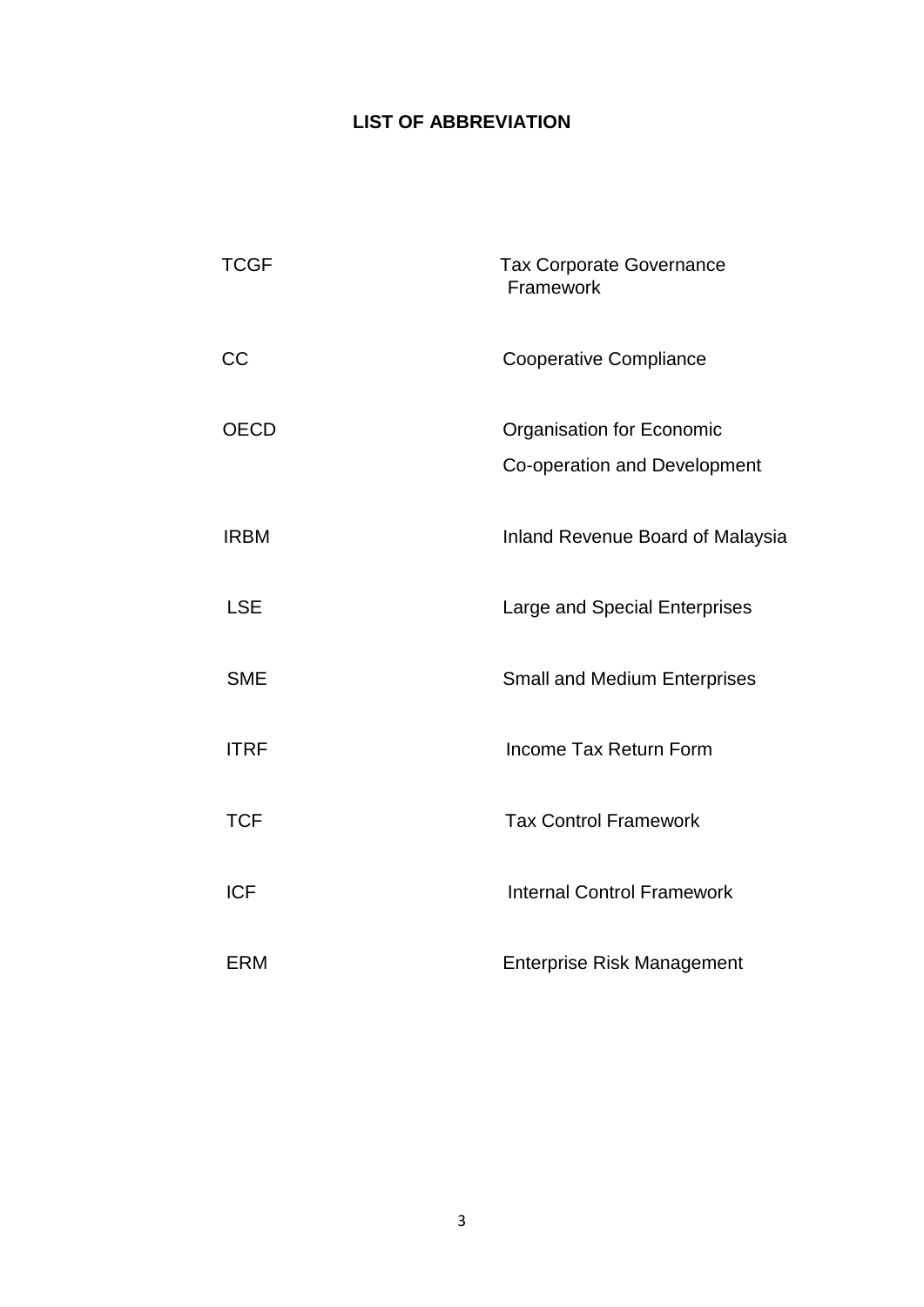# LIST OF ABBREVIATION

| | |
|---|---|
| TCGF | Tax Corporate Governance Framework |
| CC | Cooperative Compliance |
| OECD | Organisation for Economic Co-operation and Development |
| IRBM | Inland Revenue Board of Malaysia |
| LSE | Large and Special Enterprises |
| SME | Small and Medium Enterprises |
| ITRF | Income Tax Return Form |
| TCF | Tax Control Framework |
| ICF | Internal Control Framework |
| ERM | Enterprise Risk Management |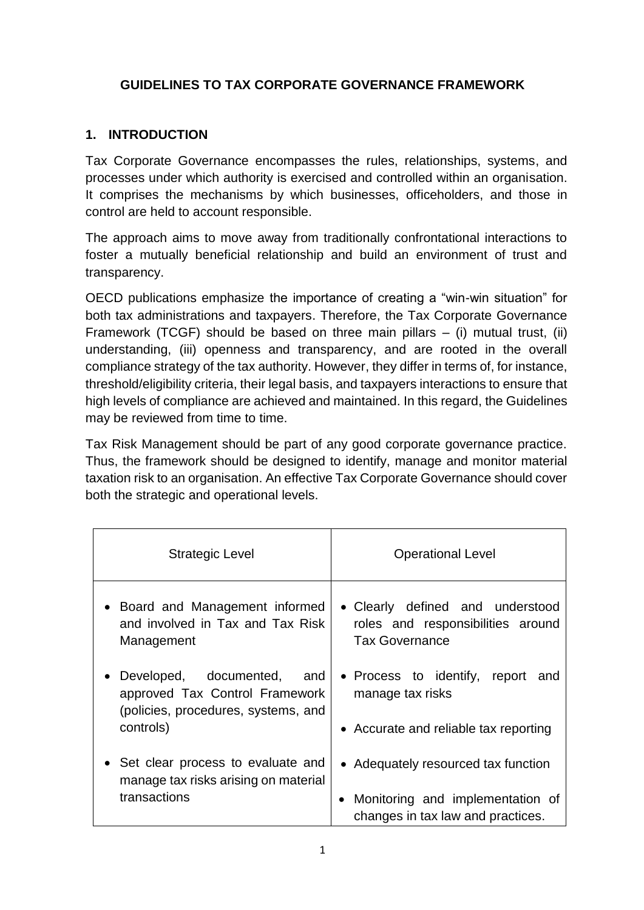# GUIDELINES TO TAX CORPORATE GOVERNANCE FRAMEWORK

## 1. INTRODUCTION

Tax Corporate Governance encompasses the rules, relationships, systems, and processes under which authority is exercised and controlled within an organisation. It comprises the mechanisms by which businesses, officeholders, and those in control are held to account responsible.

The approach aims to move away from traditionally confrontational interactions to foster a mutually beneficial relationship and build an environment of trust and transparency.

OECD publications emphasize the importance of creating a "win-win situation" for both tax administrations and taxpayers. Therefore, the Tax Corporate Governance Framework (TCGF) should be based on three main pillars – (i) mutual trust, (ii) understanding, (iii) openness and transparency, and are rooted in the overall compliance strategy of the tax authority. However, they differ in terms of, for instance, threshold/eligibility criteria, their legal basis, and taxpayers interactions to ensure that high levels of compliance are achieved and maintained. In this regard, the Guidelines may be reviewed from time to time.

Tax Risk Management should be part of any good corporate governance practice. Thus, the framework should be designed to identify, manage and monitor material taxation risk to an organisation. An effective Tax Corporate Governance should cover both the strategic and operational levels.

| Strategic Level | Operational Level |
|---|---|
| • Board and Management informed and involved in Tax and Tax Risk Management<br><br>• Developed, documented, and approved Tax Control Framework (policies, procedures, systems, and controls)<br><br>• Set clear process to evaluate and manage tax risks arising on material transactions | • Clearly defined and understood roles and responsibilities around Tax Governance<br><br>• Process to identify, report and manage tax risks<br><br>• Accurate and reliable tax reporting<br><br>• Adequately resourced tax function<br><br>• Monitoring and implementation of changes in tax law and practices. |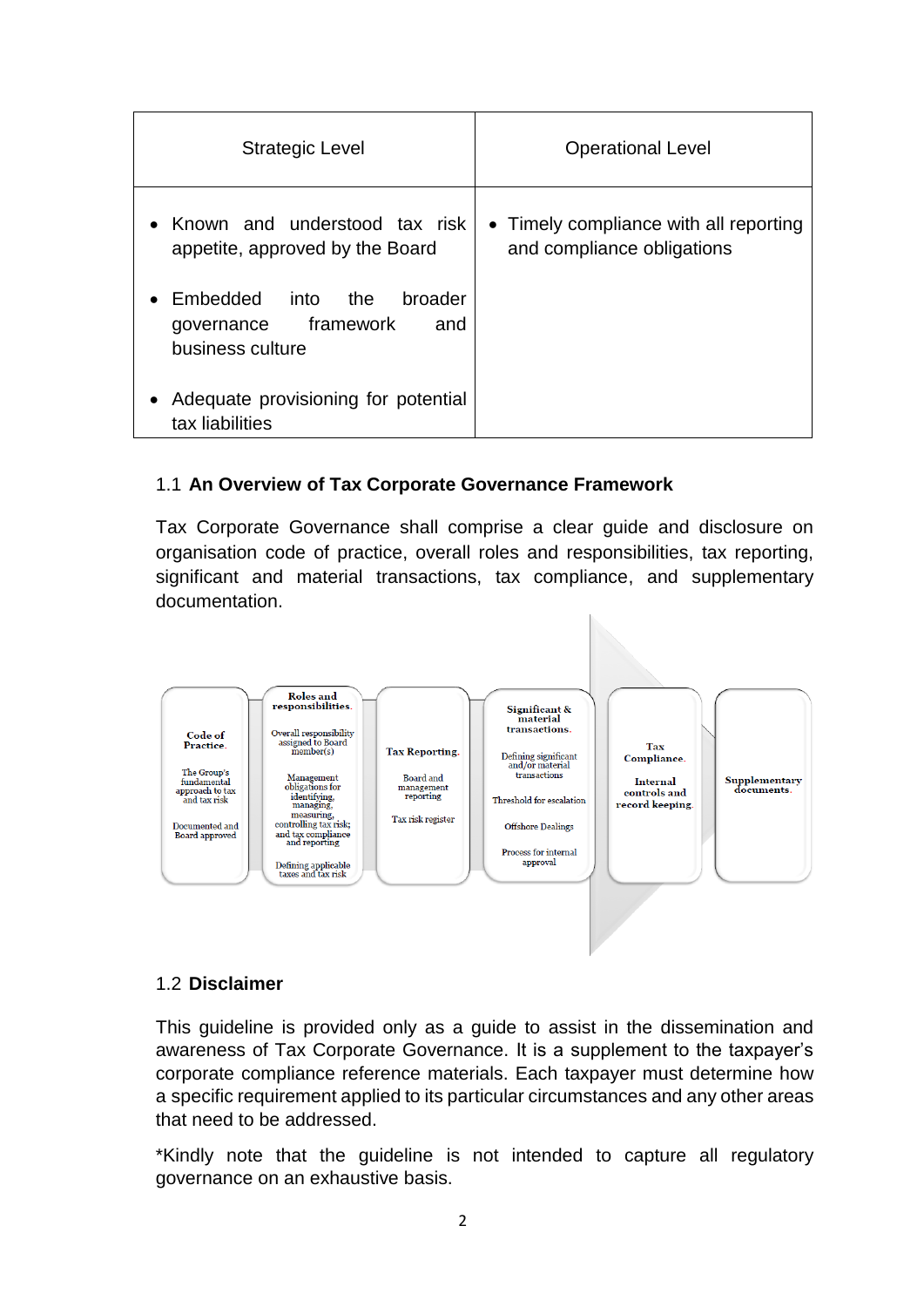| Strategic Level | Operational Level |
| --- | --- |
| • Known and understood tax risk appetite, approved by the Board<br><br>• Embedded into the broader governance framework and business culture<br><br>• Adequate provisioning for potential tax liabilities | • Timely compliance with all reporting and compliance obligations |

### 1.1 An Overview of Tax Corporate Governance Framework

Tax Corporate Governance shall comprise a clear guide and disclosure on organisation code of practice, overall roles and responsibilities, tax reporting, significant and material transactions, tax compliance, and supplementary documentation.

**Code of Practice.**
The Group's fundamental approach to tax and tax risk
Documented and Board approved

**Roles and responsibilities.**
Overall responsibility assigned to Board member(s)
Management obligations for identifying, managing, measuring, controlling tax risk; and tax compliance and reporting
Defining applicable taxes and tax risk

**Tax Reporting.**
Board and management reporting
Tax risk register

**Significant & material transactions.**
Defining significant and/or material transactions
Threshold for escalation
Offshore Dealings
Process for internal approval

**Tax Compliance.**
Internal controls and record keeping.

**Supplementary documents.**

### 1.2 Disclaimer

This guideline is provided only as a guide to assist in the dissemination and awareness of Tax Corporate Governance. It is a supplement to the taxpayer's corporate compliance reference materials. Each taxpayer must determine how a specific requirement applied to its particular circumstances and any other areas that need to be addressed.

*Kindly note that the guideline is not intended to capture all regulatory governance on an exhaustive basis.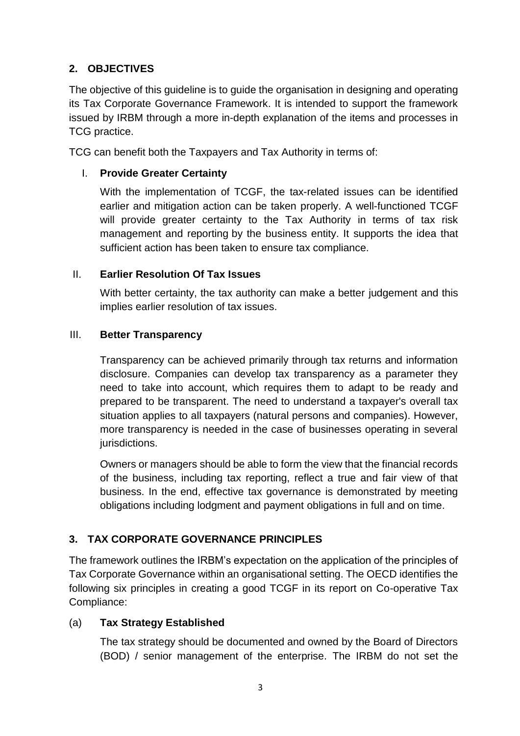## 2. OBJECTIVES

The objective of this guideline is to guide the organisation in designing and operating its Tax Corporate Governance Framework. It is intended to support the framework issued by IRBM through a more in-depth explanation of the items and processes in TCG practice.

TCG can benefit both the Taxpayers and Tax Authority in terms of:

I. **Provide Greater Certainty**

   With the implementation of TCGF, the tax-related issues can be identified earlier and mitigation action can be taken properly. A well-functioned TCGF will provide greater certainty to the Tax Authority in terms of tax risk management and reporting by the business entity. It supports the idea that sufficient action has been taken to ensure tax compliance.

II. **Earlier Resolution Of Tax Issues**

   With better certainty, the tax authority can make a better judgement and this implies earlier resolution of tax issues.

III. **Better Transparency**

   Transparency can be achieved primarily through tax returns and information disclosure. Companies can develop tax transparency as a parameter they need to take into account, which requires them to adapt to be ready and prepared to be transparent. The need to understand a taxpayer's overall tax situation applies to all taxpayers (natural persons and companies). However, more transparency is needed in the case of businesses operating in several jurisdictions.

   Owners or managers should be able to form the view that the financial records of the business, including tax reporting, reflect a true and fair view of that business. In the end, effective tax governance is demonstrated by meeting obligations including lodgment and payment obligations in full and on time.

## 3. TAX CORPORATE GOVERNANCE PRINCIPLES

The framework outlines the IRBM's expectation on the application of the principles of Tax Corporate Governance within an organisational setting. The OECD identifies the following six principles in creating a good TCGF in its report on Co-operative Tax Compliance:

(a) **Tax Strategy Established**

   The tax strategy should be documented and owned by the Board of Directors (BOD) / senior management of the enterprise. The IRBM do not set the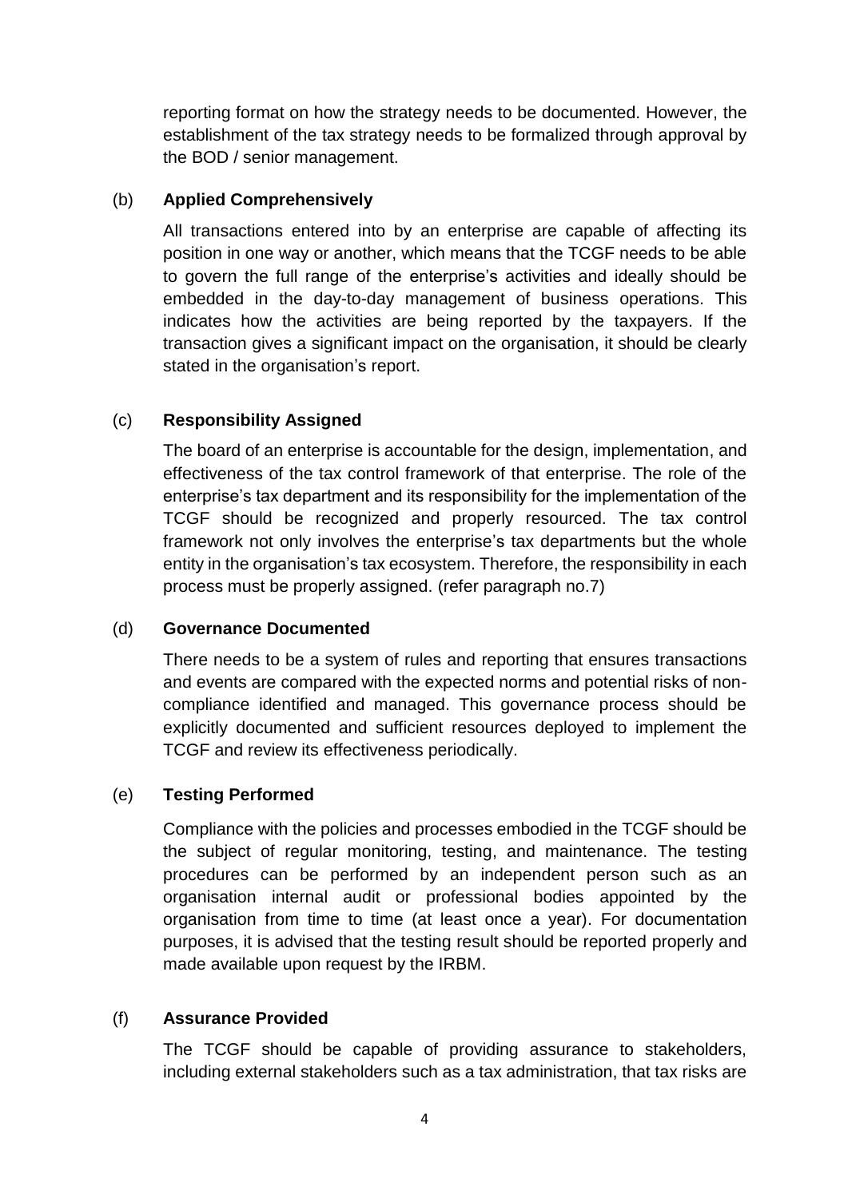reporting format on how the strategy needs to be documented. However, the establishment of the tax strategy needs to be formalized through approval by the BOD / senior management.

(b) **Applied Comprehensively**

All transactions entered into by an enterprise are capable of affecting its position in one way or another, which means that the TCGF needs to be able to govern the full range of the enterprise's activities and ideally should be embedded in the day-to-day management of business operations. This indicates how the activities are being reported by the taxpayers. If the transaction gives a significant impact on the organisation, it should be clearly stated in the organisation's report.

(c) **Responsibility Assigned**

The board of an enterprise is accountable for the design, implementation, and effectiveness of the tax control framework of that enterprise. The role of the enterprise's tax department and its responsibility for the implementation of the TCGF should be recognized and properly resourced. The tax control framework not only involves the enterprise's tax departments but the whole entity in the organisation's tax ecosystem. Therefore, the responsibility in each process must be properly assigned. (refer paragraph no.7)

(d) **Governance Documented**

There needs to be a system of rules and reporting that ensures transactions and events are compared with the expected norms and potential risks of non-compliance identified and managed. This governance process should be explicitly documented and sufficient resources deployed to implement the TCGF and review its effectiveness periodically.

(e) **Testing Performed**

Compliance with the policies and processes embodied in the TCGF should be the subject of regular monitoring, testing, and maintenance. The testing procedures can be performed by an independent person such as an organisation internal audit or professional bodies appointed by the organisation from time to time (at least once a year). For documentation purposes, it is advised that the testing result should be reported properly and made available upon request by the IRBM.

(f) **Assurance Provided**

The TCGF should be capable of providing assurance to stakeholders, including external stakeholders such as a tax administration, that tax risks are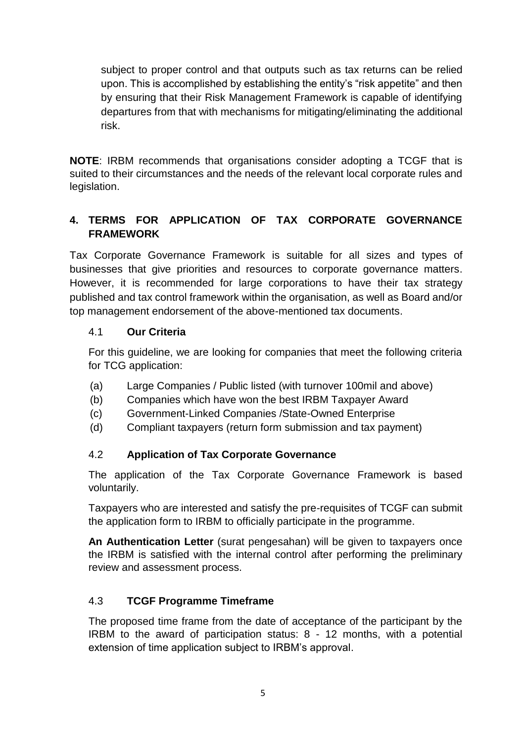subject to proper control and that outputs such as tax returns can be relied upon. This is accomplished by establishing the entity's "risk appetite" and then by ensuring that their Risk Management Framework is capable of identifying departures from that with mechanisms for mitigating/eliminating the additional risk.

**NOTE**: IRBM recommends that organisations consider adopting a TCGF that is suited to their circumstances and the needs of the relevant local corporate rules and legislation.

## 4. TERMS FOR APPLICATION OF TAX CORPORATE GOVERNANCE FRAMEWORK

Tax Corporate Governance Framework is suitable for all sizes and types of businesses that give priorities and resources to corporate governance matters. However, it is recommended for large corporations to have their tax strategy published and tax control framework within the organisation, as well as Board and/or top management endorsement of the above-mentioned tax documents.

### 4.1 **Our Criteria**

For this guideline, we are looking for companies that meet the following criteria for TCG application:

(a) Large Companies / Public listed (with turnover 100mil and above)
(b) Companies which have won the best IRBM Taxpayer Award
(c) Government-Linked Companies /State-Owned Enterprise
(d) Compliant taxpayers (return form submission and tax payment)

### 4.2 **Application of Tax Corporate Governance**

The application of the Tax Corporate Governance Framework is based voluntarily.

Taxpayers who are interested and satisfy the pre-requisites of TCGF can submit the application form to IRBM to officially participate in the programme.

**An Authentication Letter** (surat pengesahan) will be given to taxpayers once the IRBM is satisfied with the internal control after performing the preliminary review and assessment process.

### 4.3 **TCGF Programme Timeframe**

The proposed time frame from the date of acceptance of the participant by the IRBM to the award of participation status: 8 - 12 months, with a potential extension of time application subject to IRBM's approval.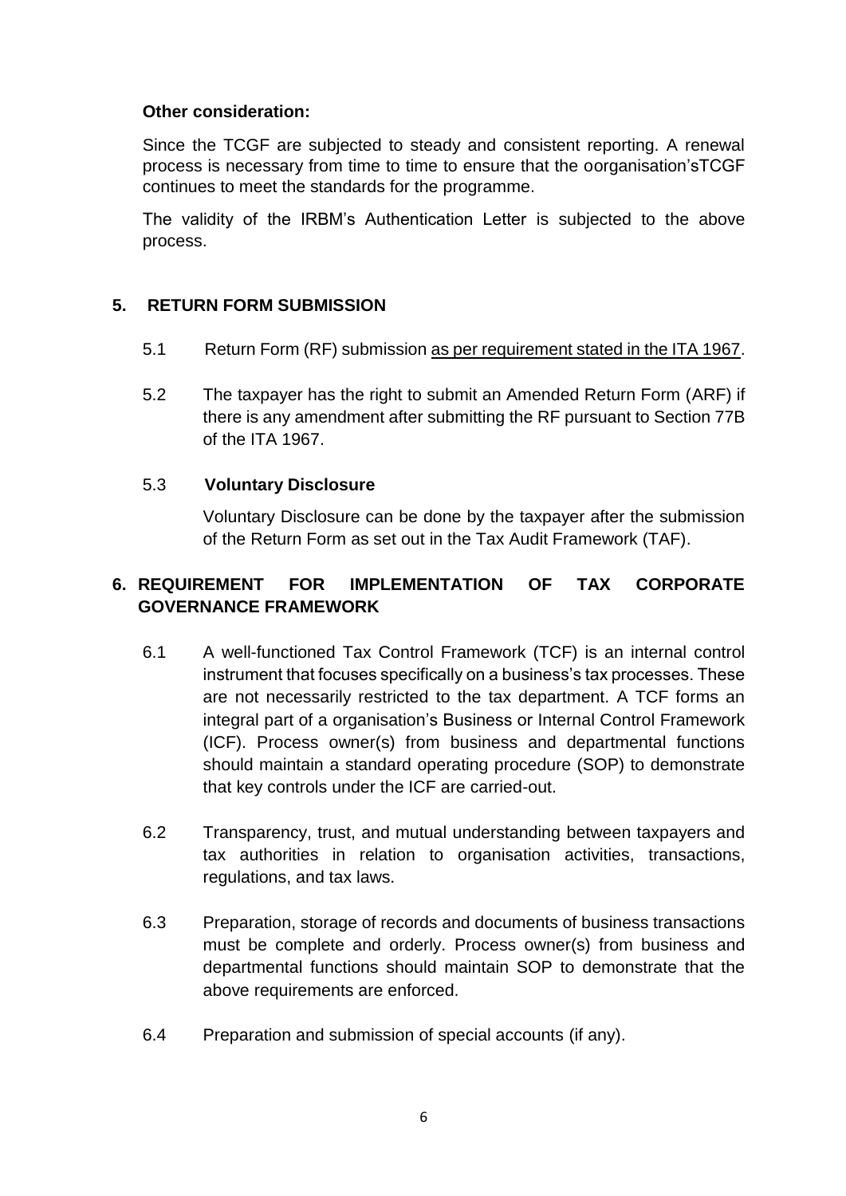**Other consideration:**

Since the TCGF are subjected to steady and consistent reporting. A renewal process is necessary from time to time to ensure that the oorganisation'sTCGF continues to meet the standards for the programme.

The validity of the IRBM's Authentication Letter is subjected to the above process.

## 5. RETURN FORM SUBMISSION

5.1 Return Form (RF) submission as per requirement stated in the ITA 1967.

5.2 The taxpayer has the right to submit an Amended Return Form (ARF) if there is any amendment after submitting the RF pursuant to Section 77B of the ITA 1967.

5.3 **Voluntary Disclosure**

Voluntary Disclosure can be done by the taxpayer after the submission of the Return Form as set out in the Tax Audit Framework (TAF).

## 6. REQUIREMENT FOR IMPLEMENTATION OF TAX CORPORATE GOVERNANCE FRAMEWORK

6.1 A well-functioned Tax Control Framework (TCF) is an internal control instrument that focuses specifically on a business's tax processes. These are not necessarily restricted to the tax department. A TCF forms an integral part of a organisation's Business or Internal Control Framework (ICF). Process owner(s) from business and departmental functions should maintain a standard operating procedure (SOP) to demonstrate that key controls under the ICF are carried-out.

6.2 Transparency, trust, and mutual understanding between taxpayers and tax authorities in relation to organisation activities, transactions, regulations, and tax laws.

6.3 Preparation, storage of records and documents of business transactions must be complete and orderly. Process owner(s) from business and departmental functions should maintain SOP to demonstrate that the above requirements are enforced.

6.4 Preparation and submission of special accounts (if any).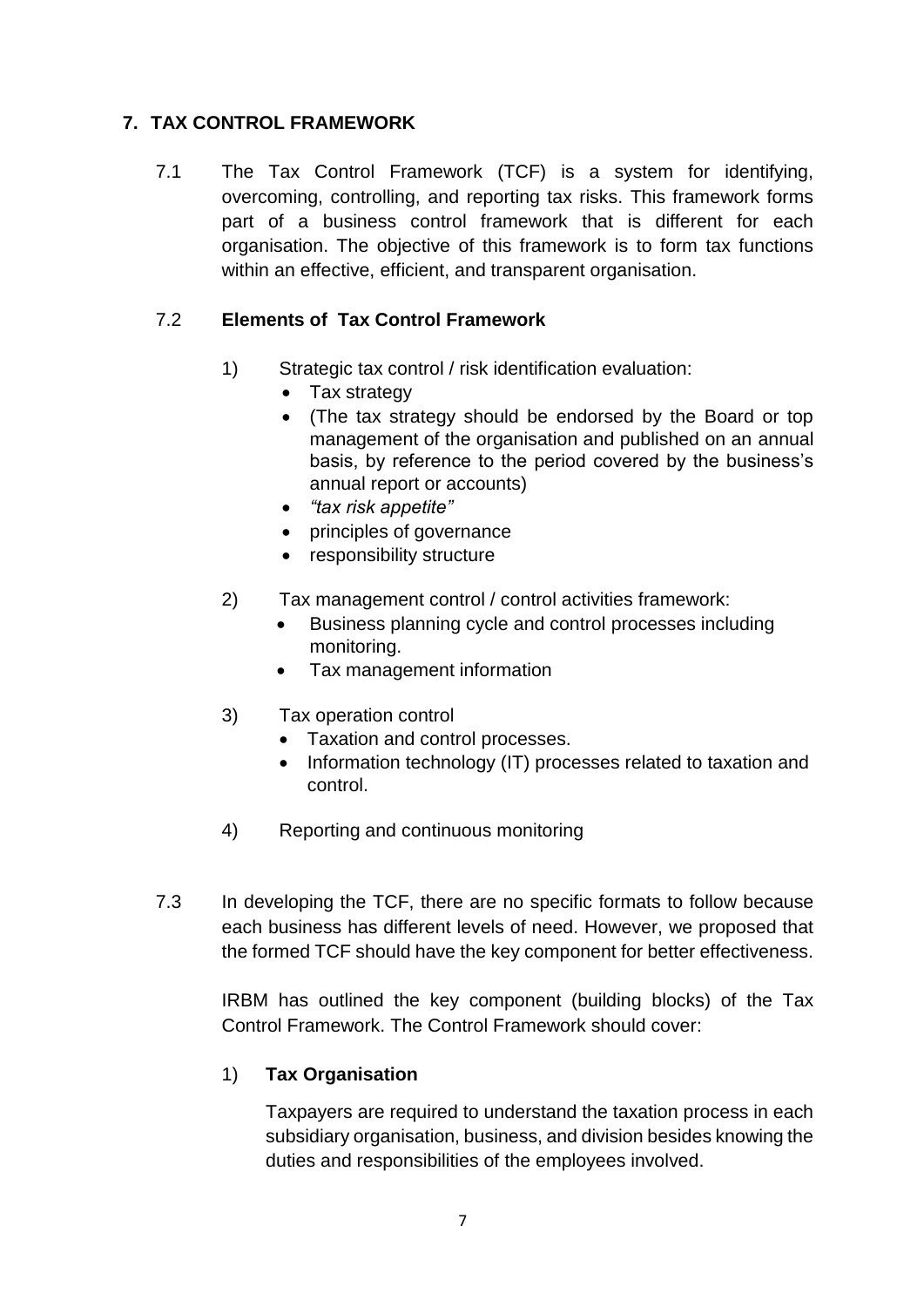## 7. TAX CONTROL FRAMEWORK

7.1 The Tax Control Framework (TCF) is a system for identifying, overcoming, controlling, and reporting tax risks. This framework forms part of a business control framework that is different for each organisation. The objective of this framework is to form tax functions within an effective, efficient, and transparent organisation.

### 7.2 Elements of Tax Control Framework

1) Strategic tax control / risk identification evaluation:
   - Tax strategy
   - (The tax strategy should be endorsed by the Board or top management of the organisation and published on an annual basis, by reference to the period covered by the business's annual report or accounts)
   - *"tax risk appetite"*
   - principles of governance
   - responsibility structure

2) Tax management control / control activities framework:
   - Business planning cycle and control processes including monitoring.
   - Tax management information

3) Tax operation control
   - Taxation and control processes.
   - Information technology (IT) processes related to taxation and control.

4) Reporting and continuous monitoring

7.3 In developing the TCF, there are no specific formats to follow because each business has different levels of need. However, we proposed that the formed TCF should have the key component for better effectiveness.

IRBM has outlined the key component (building blocks) of the Tax Control Framework. The Control Framework should cover:

1) **Tax Organisation**

   Taxpayers are required to understand the taxation process in each subsidiary organisation, business, and division besides knowing the duties and responsibilities of the employees involved.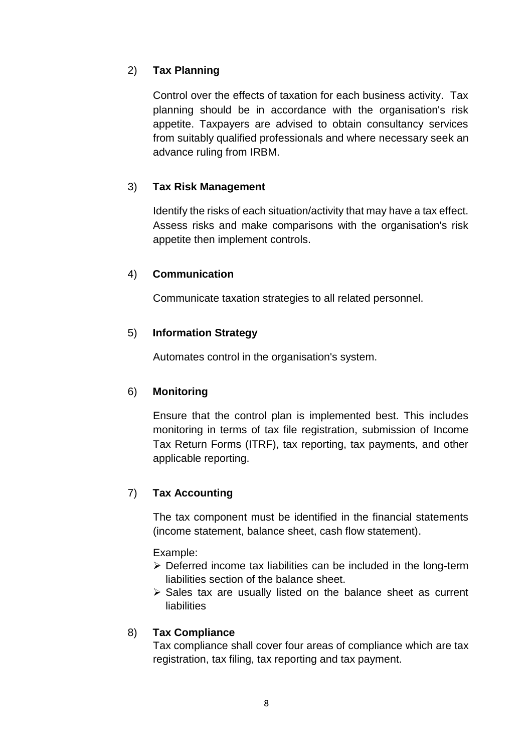2) **Tax Planning**

Control over the effects of taxation for each business activity. Tax planning should be in accordance with the organisation's risk appetite. Taxpayers are advised to obtain consultancy services from suitably qualified professionals and where necessary seek an advance ruling from IRBM.

3) **Tax Risk Management**

Identify the risks of each situation/activity that may have a tax effect. Assess risks and make comparisons with the organisation's risk appetite then implement controls.

4) **Communication**

Communicate taxation strategies to all related personnel.

5) **Information Strategy**

Automates control in the organisation's system.

6) **Monitoring**

Ensure that the control plan is implemented best. This includes monitoring in terms of tax file registration, submission of Income Tax Return Forms (ITRF), tax reporting, tax payments, and other applicable reporting.

7) **Tax Accounting**

The tax component must be identified in the financial statements (income statement, balance sheet, cash flow statement).

Example:

- Deferred income tax liabilities can be included in the long-term liabilities section of the balance sheet.
- Sales tax are usually listed on the balance sheet as current liabilities

8) **Tax Compliance**

Tax compliance shall cover four areas of compliance which are tax registration, tax filing, tax reporting and tax payment.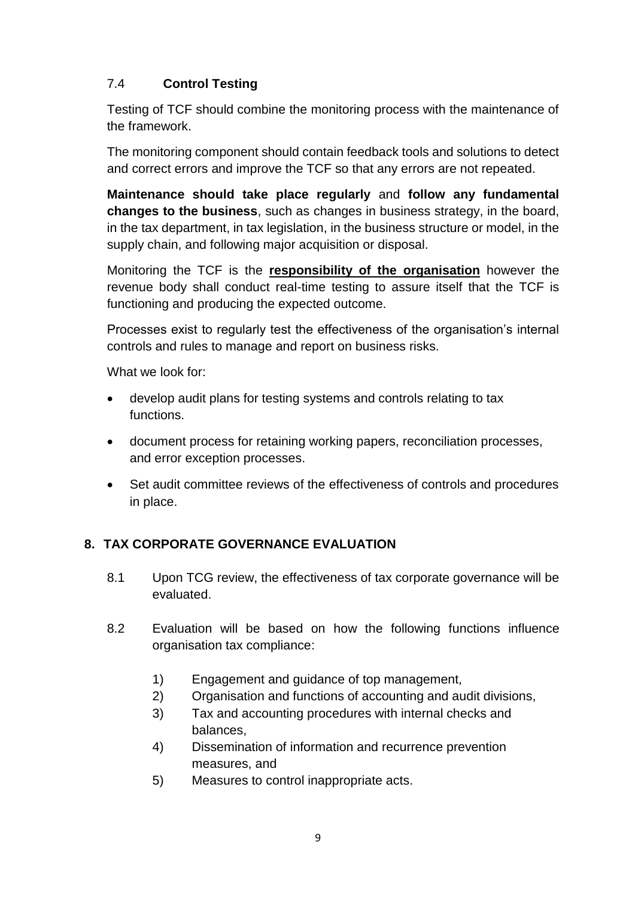### 7.4 **Control Testing**

Testing of TCF should combine the monitoring process with the maintenance of the framework.

The monitoring component should contain feedback tools and solutions to detect and correct errors and improve the TCF so that any errors are not repeated.

**Maintenance should take place regularly** and **follow any fundamental changes to the business**, such as changes in business strategy, in the board, in the tax department, in tax legislation, in the business structure or model, in the supply chain, and following major acquisition or disposal.

Monitoring the TCF is the **responsibility of the organisation** however the revenue body shall conduct real-time testing to assure itself that the TCF is functioning and producing the expected outcome.

Processes exist to regularly test the effectiveness of the organisation's internal controls and rules to manage and report on business risks.

What we look for:

- develop audit plans for testing systems and controls relating to tax functions.
- document process for retaining working papers, reconciliation processes, and error exception processes.
- Set audit committee reviews of the effectiveness of controls and procedures in place.

## 8. TAX CORPORATE GOVERNANCE EVALUATION

8.1 Upon TCG review, the effectiveness of tax corporate governance will be evaluated.

8.2 Evaluation will be based on how the following functions influence organisation tax compliance:

1) Engagement and guidance of top management,
2) Organisation and functions of accounting and audit divisions,
3) Tax and accounting procedures with internal checks and balances,
4) Dissemination of information and recurrence prevention measures, and
5) Measures to control inappropriate acts.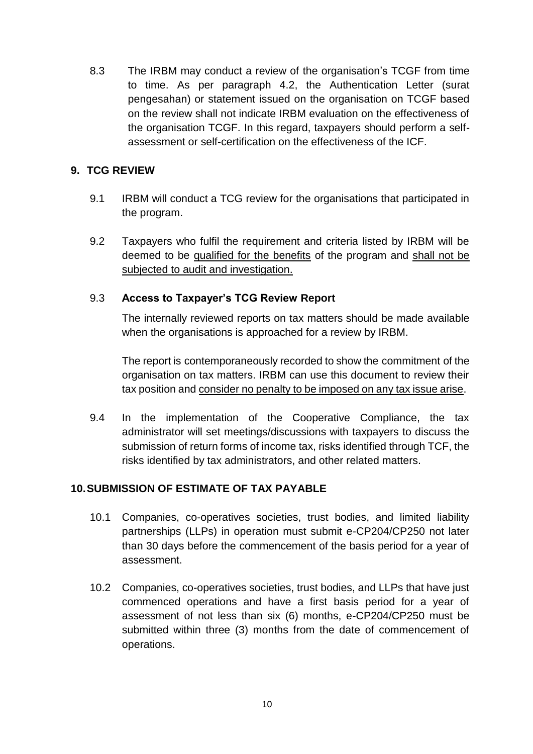8.3 The IRBM may conduct a review of the organisation's TCGF from time to time. As per paragraph 4.2, the Authentication Letter (surat pengesahan) or statement issued on the organisation on TCGF based on the review shall not indicate IRBM evaluation on the effectiveness of the organisation TCGF. In this regard, taxpayers should perform a self-assessment or self-certification on the effectiveness of the ICF.

## 9. TCG REVIEW

9.1 IRBM will conduct a TCG review for the organisations that participated in the program.

9.2 Taxpayers who fulfil the requirement and criteria listed by IRBM will be deemed to be <u>qualified for the benefits</u> of the program and <u>shall not be subjected to audit and investigation.</u>

### 9.3 Access to Taxpayer's TCG Review Report

The internally reviewed reports on tax matters should be made available when the organisations is approached for a review by IRBM.

The report is contemporaneously recorded to show the commitment of the organisation on tax matters. IRBM can use this document to review their tax position and <u>consider no penalty to be imposed on any tax issue arise</u>.

9.4 In the implementation of the Cooperative Compliance, the tax administrator will set meetings/discussions with taxpayers to discuss the submission of return forms of income tax, risks identified through TCF, the risks identified by tax administrators, and other related matters.

## 10. SUBMISSION OF ESTIMATE OF TAX PAYABLE

10.1 Companies, co-operatives societies, trust bodies, and limited liability partnerships (LLPs) in operation must submit e-CP204/CP250 not later than 30 days before the commencement of the basis period for a year of assessment.

10.2 Companies, co-operatives societies, trust bodies, and LLPs that have just commenced operations and have a first basis period for a year of assessment of not less than six (6) months, e-CP204/CP250 must be submitted within three (3) months from the date of commencement of operations.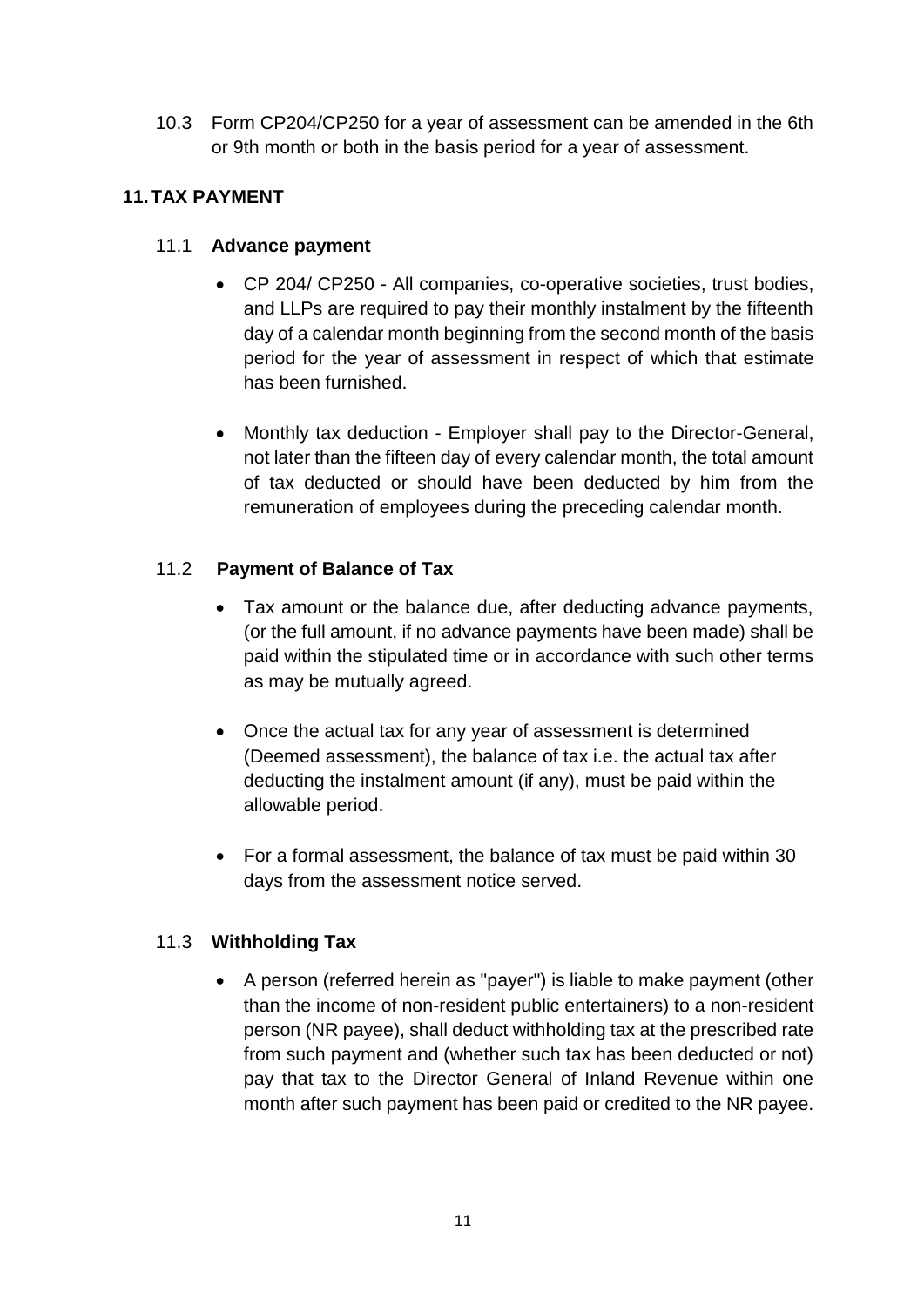10.3 Form CP204/CP250 for a year of assessment can be amended in the 6th or 9th month or both in the basis period for a year of assessment.

## 11. TAX PAYMENT

### 11.1 Advance payment

- CP 204/ CP250 - All companies, co-operative societies, trust bodies, and LLPs are required to pay their monthly instalment by the fifteenth day of a calendar month beginning from the second month of the basis period for the year of assessment in respect of which that estimate has been furnished.
- Monthly tax deduction - Employer shall pay to the Director-General, not later than the fifteen day of every calendar month, the total amount of tax deducted or should have been deducted by him from the remuneration of employees during the preceding calendar month.

### 11.2 Payment of Balance of Tax

- Tax amount or the balance due, after deducting advance payments, (or the full amount, if no advance payments have been made) shall be paid within the stipulated time or in accordance with such other terms as may be mutually agreed.
- Once the actual tax for any year of assessment is determined (Deemed assessment), the balance of tax i.e. the actual tax after deducting the instalment amount (if any), must be paid within the allowable period.
- For a formal assessment, the balance of tax must be paid within 30 days from the assessment notice served.

### 11.3 Withholding Tax

- A person (referred herein as "payer") is liable to make payment (other than the income of non-resident public entertainers) to a non-resident person (NR payee), shall deduct withholding tax at the prescribed rate from such payment and (whether such tax has been deducted or not) pay that tax to the Director General of Inland Revenue within one month after such payment has been paid or credited to the NR payee.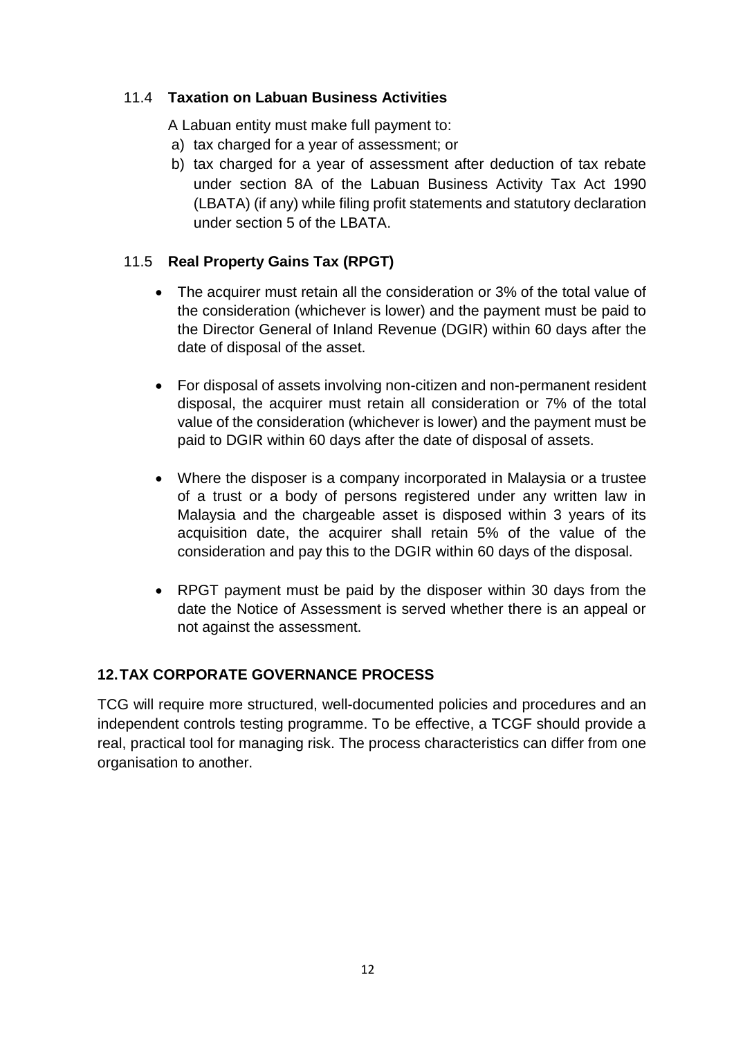### 11.4 **Taxation on Labuan Business Activities**

A Labuan entity must make full payment to:

a) tax charged for a year of assessment; or
b) tax charged for a year of assessment after deduction of tax rebate under section 8A of the Labuan Business Activity Tax Act 1990 (LBATA) (if any) while filing profit statements and statutory declaration under section 5 of the LBATA.

### 11.5 **Real Property Gains Tax (RPGT)**

- The acquirer must retain all the consideration or 3% of the total value of the consideration (whichever is lower) and the payment must be paid to the Director General of Inland Revenue (DGIR) within 60 days after the date of disposal of the asset.

- For disposal of assets involving non-citizen and non-permanent resident disposal, the acquirer must retain all consideration or 7% of the total value of the consideration (whichever is lower) and the payment must be paid to DGIR within 60 days after the date of disposal of assets.

- Where the disposer is a company incorporated in Malaysia or a trustee of a trust or a body of persons registered under any written law in Malaysia and the chargeable asset is disposed within 3 years of its acquisition date, the acquirer shall retain 5% of the value of the consideration and pay this to the DGIR within 60 days of the disposal.

- RPGT payment must be paid by the disposer within 30 days from the date the Notice of Assessment is served whether there is an appeal or not against the assessment.

## 12. TAX CORPORATE GOVERNANCE PROCESS

TCG will require more structured, well-documented policies and procedures and an independent controls testing programme. To be effective, a TCGF should provide a real, practical tool for managing risk. The process characteristics can differ from one organisation to another.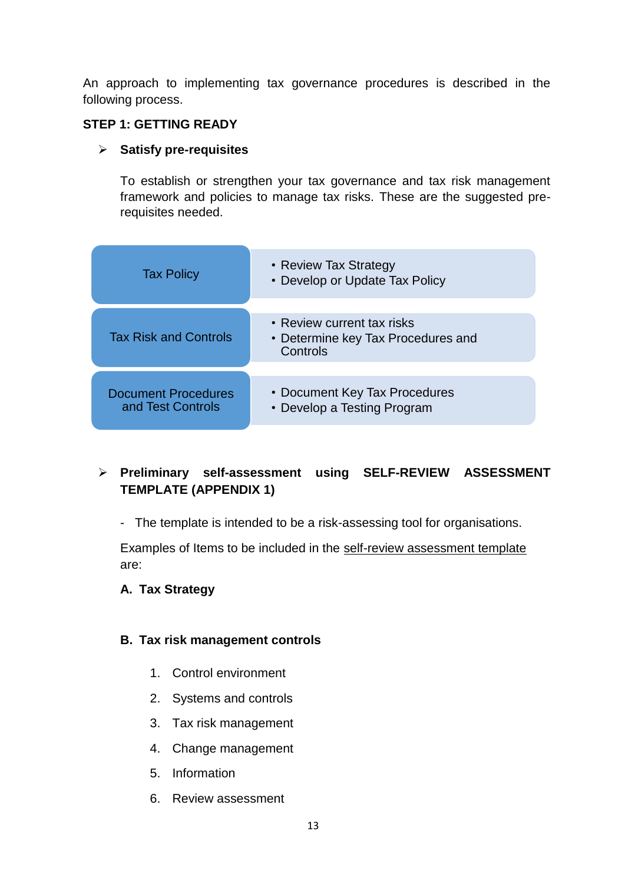An approach to implementing tax governance procedures is described in the following process.

**STEP 1: GETTING READY**

- **Satisfy pre-requisites**

  To establish or strengthen your tax governance and tax risk management framework and policies to manage tax risks. These are the suggested pre-requisites needed.

| | |
|---|---|
| Tax Policy | • Review Tax Strategy<br>• Develop or Update Tax Policy |
| Tax Risk and Controls | • Review current tax risks<br>• Determine key Tax Procedures and Controls |
| Document Procedures and Test Controls | • Document Key Tax Procedures<br>• Develop a Testing Program |

- **Preliminary self-assessment using SELF-REVIEW ASSESSMENT TEMPLATE (APPENDIX 1)**

  - The template is intended to be a risk-assessing tool for organisations.

  Examples of Items to be included in the self-review assessment template are:

  **A. Tax Strategy**

  **B. Tax risk management controls**

  1. Control environment
  2. Systems and controls
  3. Tax risk management
  4. Change management
  5. Information
  6. Review assessment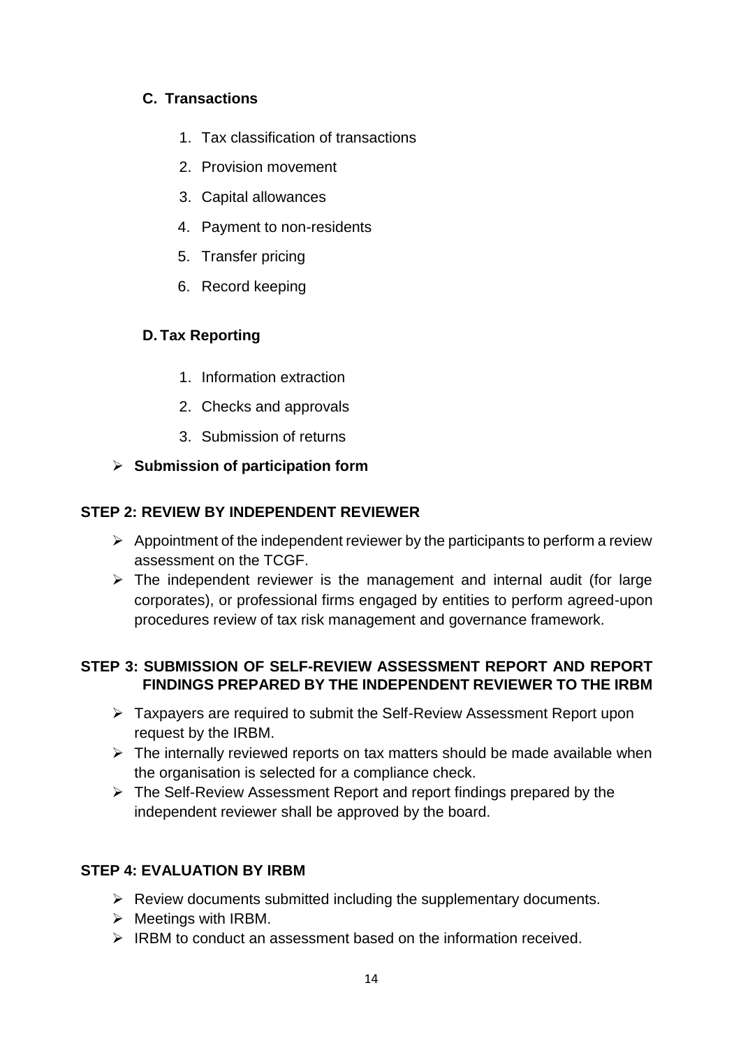### C. Transactions

1. Tax classification of transactions
2. Provision movement
3. Capital allowances
4. Payment to non-residents
5. Transfer pricing
6. Record keeping

### D. Tax Reporting

1. Information extraction
2. Checks and approvals
3. Submission of returns

- **Submission of participation form**

## STEP 2: REVIEW BY INDEPENDENT REVIEWER

- Appointment of the independent reviewer by the participants to perform a review assessment on the TCGF.
- The independent reviewer is the management and internal audit (for large corporates), or professional firms engaged by entities to perform agreed-upon procedures review of tax risk management and governance framework.

## STEP 3: SUBMISSION OF SELF-REVIEW ASSESSMENT REPORT AND REPORT FINDINGS PREPARED BY THE INDEPENDENT REVIEWER TO THE IRBM

- Taxpayers are required to submit the Self-Review Assessment Report upon request by the IRBM.
- The internally reviewed reports on tax matters should be made available when the organisation is selected for a compliance check.
- The Self-Review Assessment Report and report findings prepared by the independent reviewer shall be approved by the board.

## STEP 4: EVALUATION BY IRBM

- Review documents submitted including the supplementary documents.
- Meetings with IRBM.
- IRBM to conduct an assessment based on the information received.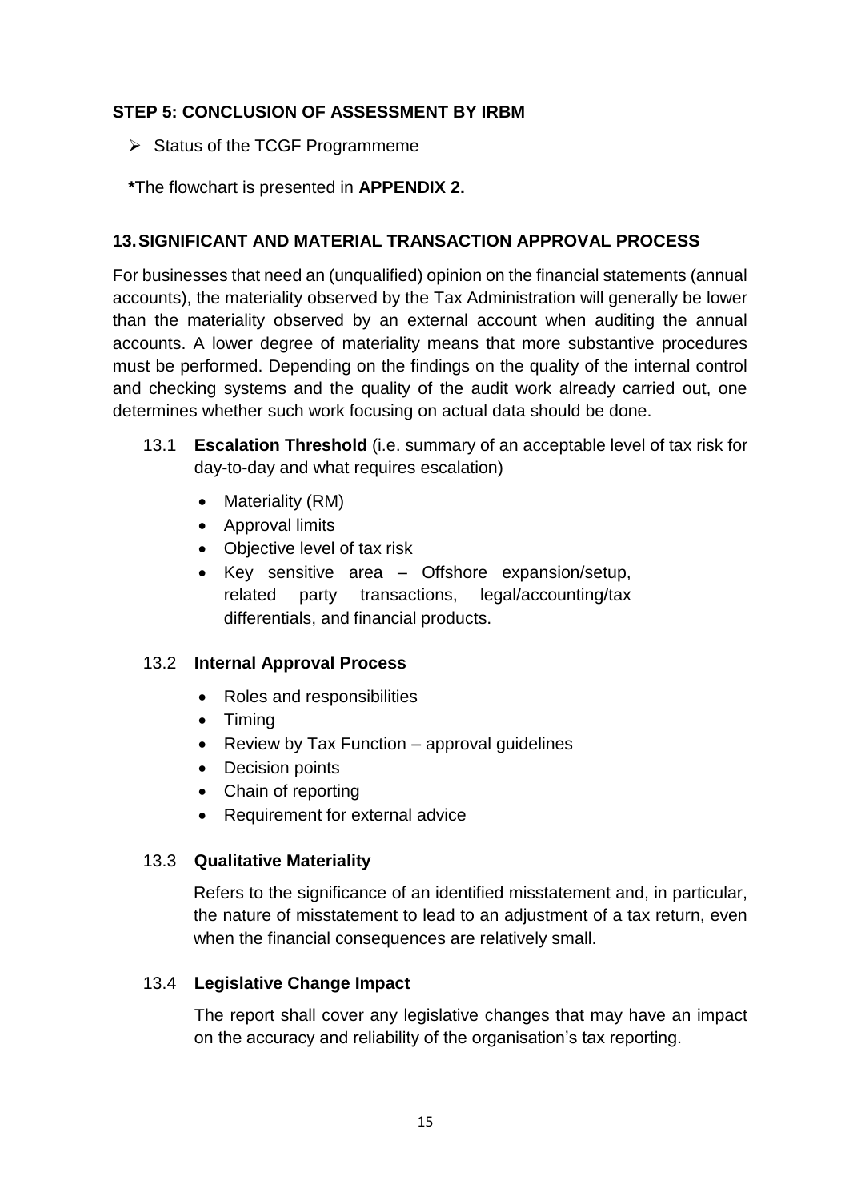**STEP 5: CONCLUSION OF ASSESSMENT BY IRBM**

- Status of the TCGF Programmeme

**\***The flowchart is presented in **APPENDIX 2.**

## 13. SIGNIFICANT AND MATERIAL TRANSACTION APPROVAL PROCESS

For businesses that need an (unqualified) opinion on the financial statements (annual accounts), the materiality observed by the Tax Administration will generally be lower than the materiality observed by an external account when auditing the annual accounts. A lower degree of materiality means that more substantive procedures must be performed. Depending on the findings on the quality of the internal control and checking systems and the quality of the audit work already carried out, one determines whether such work focusing on actual data should be done.

13.1 **Escalation Threshold** (i.e. summary of an acceptable level of tax risk for day-to-day and what requires escalation)

- Materiality (RM)
- Approval limits
- Objective level of tax risk
- Key sensitive area – Offshore expansion/setup, related party transactions, legal/accounting/tax differentials, and financial products.

13.2 **Internal Approval Process**

- Roles and responsibilities
- Timing
- Review by Tax Function – approval guidelines
- Decision points
- Chain of reporting
- Requirement for external advice

13.3 **Qualitative Materiality**

Refers to the significance of an identified misstatement and, in particular, the nature of misstatement to lead to an adjustment of a tax return, even when the financial consequences are relatively small.

13.4 **Legislative Change Impact**

The report shall cover any legislative changes that may have an impact on the accuracy and reliability of the organisation's tax reporting.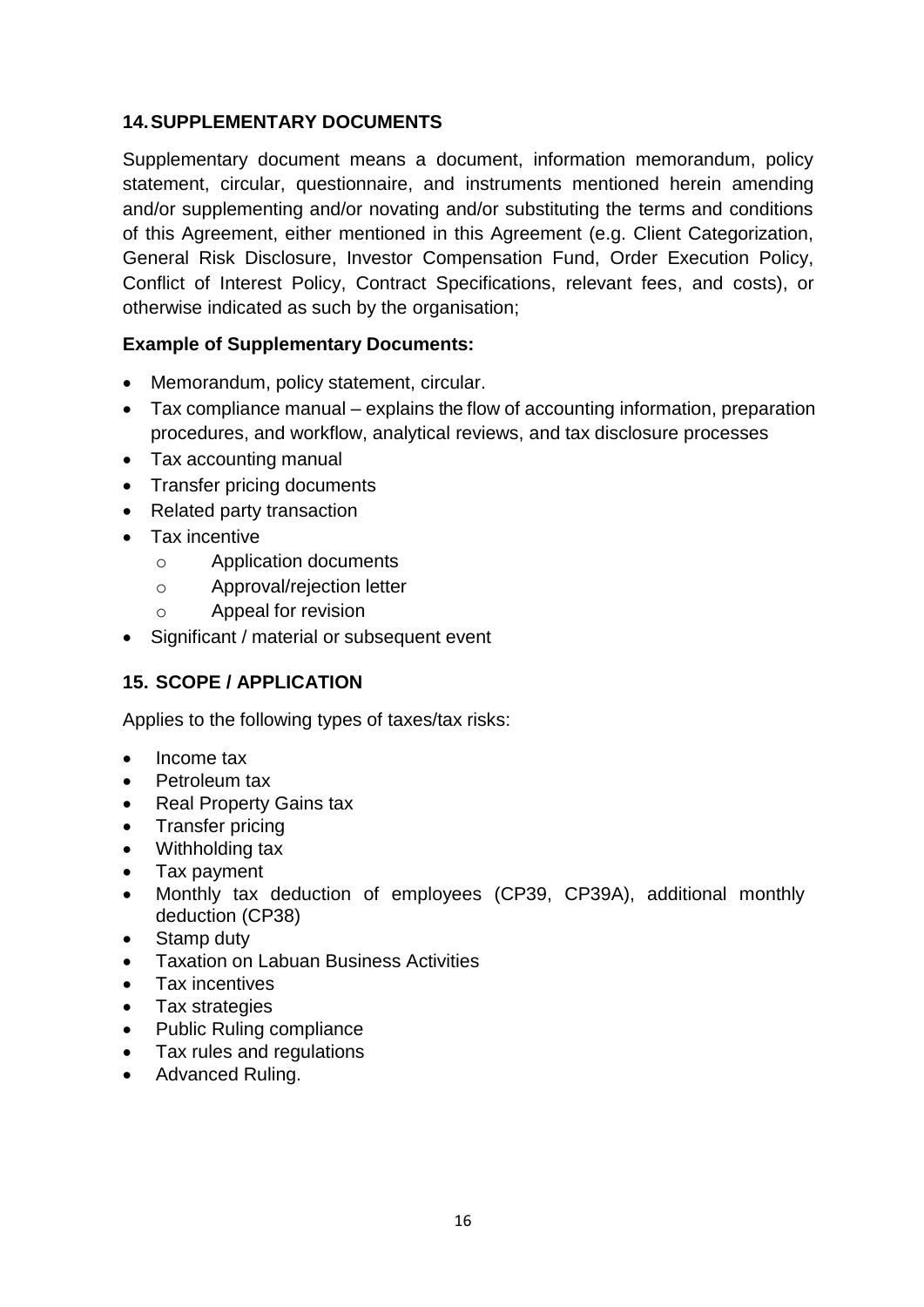## 14. SUPPLEMENTARY DOCUMENTS

Supplementary document means a document, information memorandum, policy statement, circular, questionnaire, and instruments mentioned herein amending and/or supplementing and/or novating and/or substituting the terms and conditions of this Agreement, either mentioned in this Agreement (e.g. Client Categorization, General Risk Disclosure, Investor Compensation Fund, Order Execution Policy, Conflict of Interest Policy, Contract Specifications, relevant fees, and costs), or otherwise indicated as such by the organisation;

**Example of Supplementary Documents:**

- Memorandum, policy statement, circular.
- Tax compliance manual – explains the flow of accounting information, preparation procedures, and workflow, analytical reviews, and tax disclosure processes
- Tax accounting manual
- Transfer pricing documents
- Related party transaction
- Tax incentive
  - Application documents
  - Approval/rejection letter
  - Appeal for revision
- Significant / material or subsequent event

## 15. SCOPE / APPLICATION

Applies to the following types of taxes/tax risks:

- Income tax
- Petroleum tax
- Real Property Gains tax
- Transfer pricing
- Withholding tax
- Tax payment
- Monthly tax deduction of employees (CP39, CP39A), additional monthly deduction (CP38)
- Stamp duty
- Taxation on Labuan Business Activities
- Tax incentives
- Tax strategies
- Public Ruling compliance
- Tax rules and regulations
- Advanced Ruling.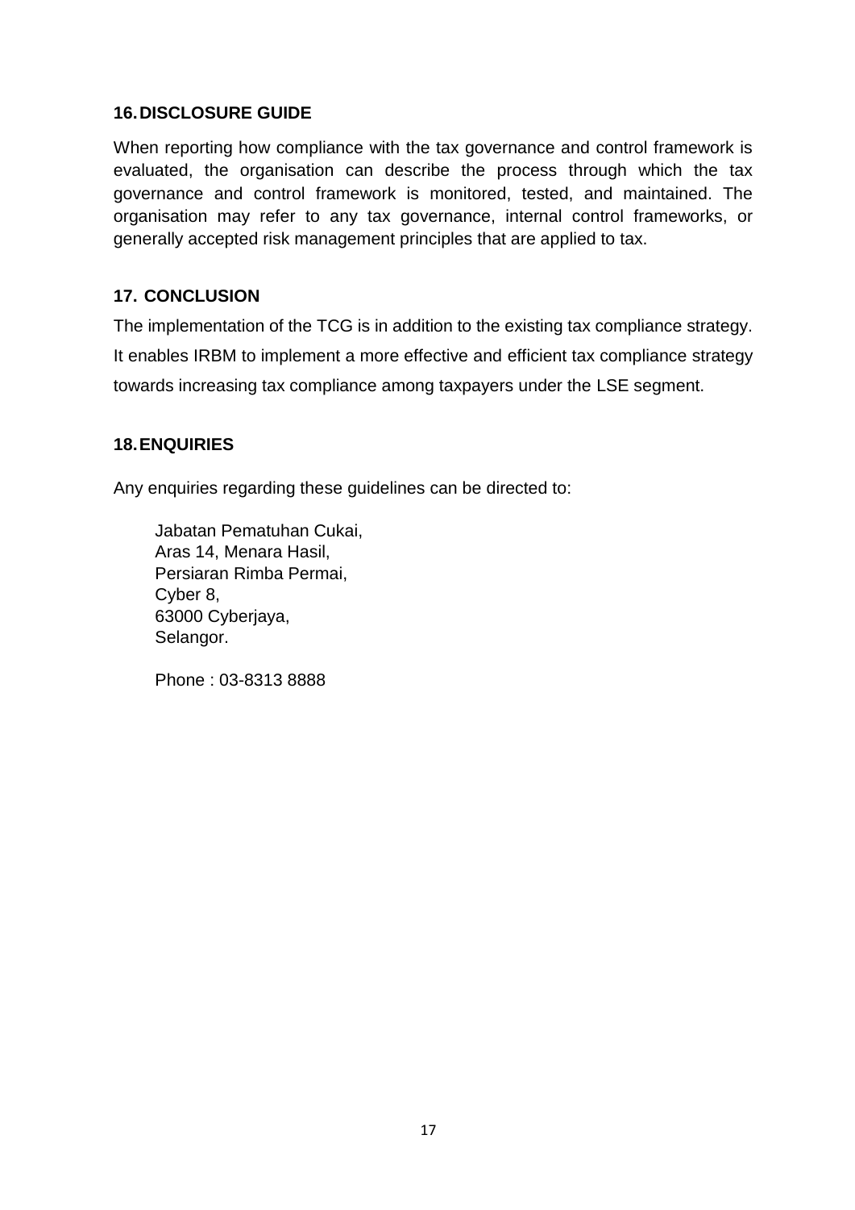## 16. DISCLOSURE GUIDE

When reporting how compliance with the tax governance and control framework is evaluated, the organisation can describe the process through which the tax governance and control framework is monitored, tested, and maintained. The organisation may refer to any tax governance, internal control frameworks, or generally accepted risk management principles that are applied to tax.

## 17. CONCLUSION

The implementation of the TCG is in addition to the existing tax compliance strategy. It enables IRBM to implement a more effective and efficient tax compliance strategy towards increasing tax compliance among taxpayers under the LSE segment.

## 18. ENQUIRIES

Any enquiries regarding these guidelines can be directed to:

Jabatan Pematuhan Cukai,
Aras 14, Menara Hasil,
Persiaran Rimba Permai,
Cyber 8,
63000 Cyberjaya,
Selangor.

Phone : 03-8313 8888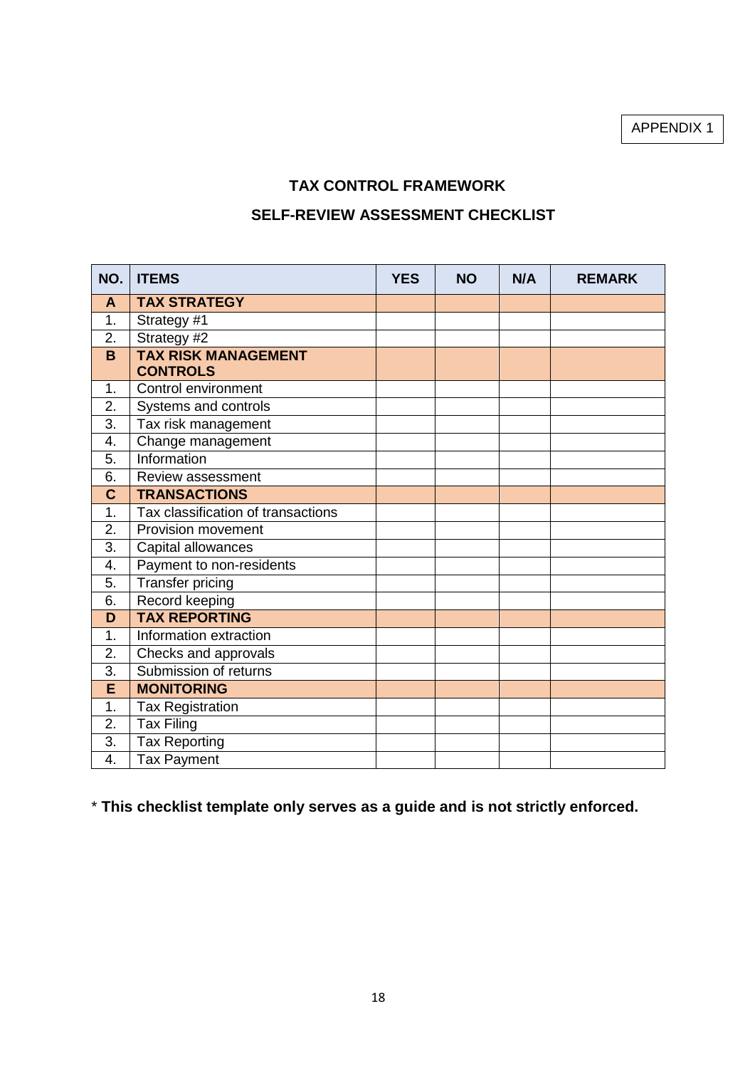APPENDIX 1

## TAX CONTROL FRAMEWORK

## SELF-REVIEW ASSESSMENT CHECKLIST

| NO. | ITEMS | YES | NO | N/A | REMARK |
|---|---|---|---|---|---|
| **A** | **TAX STRATEGY** | | | | |
| 1. | Strategy #1 | | | | |
| 2. | Strategy #2 | | | | |
| **B** | **TAX RISK MANAGEMENT CONTROLS** | | | | |
| 1. | Control environment | | | | |
| 2. | Systems and controls | | | | |
| 3. | Tax risk management | | | | |
| 4. | Change management | | | | |
| 5. | Information | | | | |
| 6. | Review assessment | | | | |
| **C** | **TRANSACTIONS** | | | | |
| 1. | Tax classification of transactions | | | | |
| 2. | Provision movement | | | | |
| 3. | Capital allowances | | | | |
| 4. | Payment to non-residents | | | | |
| 5. | Transfer pricing | | | | |
| 6. | Record keeping | | | | |
| **D** | **TAX REPORTING** | | | | |
| 1. | Information extraction | | | | |
| 2. | Checks and approvals | | | | |
| 3. | Submission of returns | | | | |
| **E** | **MONITORING** | | | | |
| 1. | Tax Registration | | | | |
| 2. | Tax Filing | | | | |
| 3. | Tax Reporting | | | | |
| 4. | Tax Payment | | | | |

* **This checklist template only serves as a guide and is not strictly enforced.**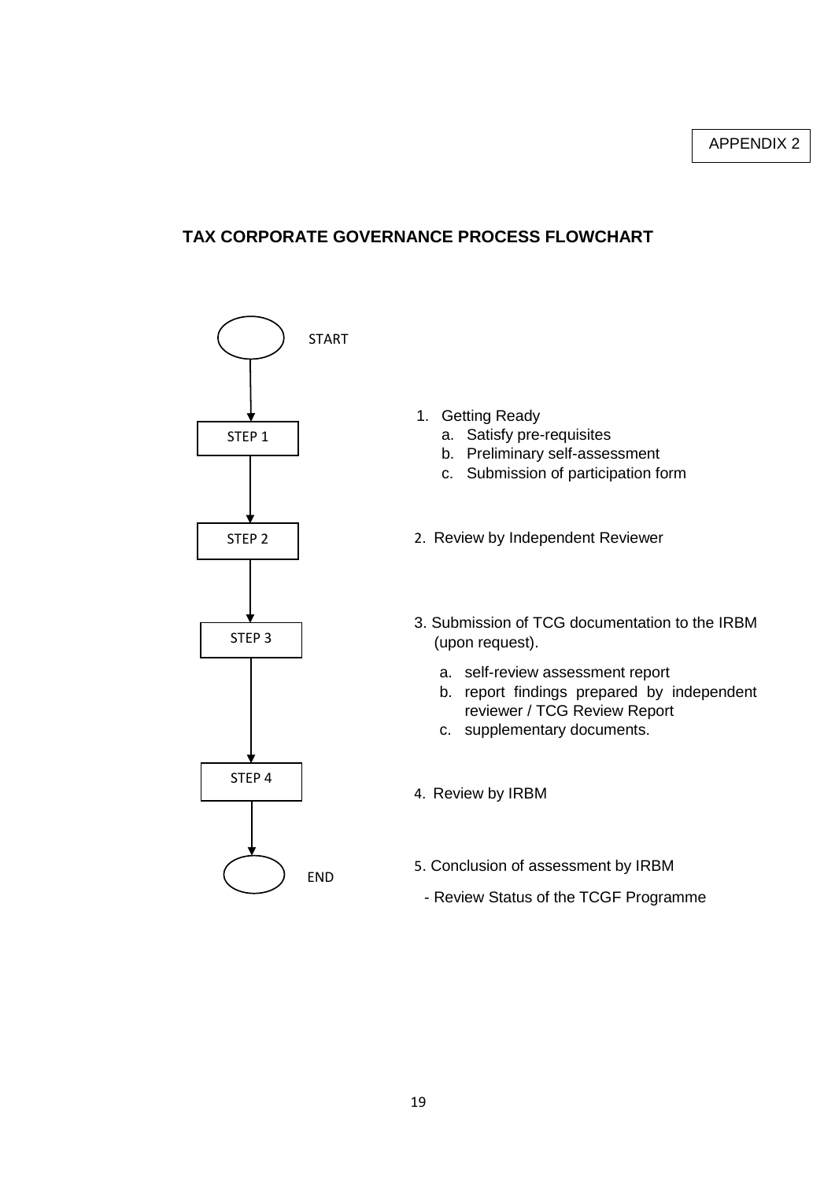APPENDIX 2

## TAX CORPORATE GOVERNANCE PROCESS FLOWCHART

START

STEP 1

1. Getting Ready
   a. Satisfy pre-requisites
   b. Preliminary self-assessment
   c. Submission of participation form

STEP 2

2. Review by Independent Reviewer

STEP 3

3. Submission of TCG documentation to the IRBM (upon request).
   a. self-review assessment report
   b. report findings prepared by independent reviewer / TCG Review Report
   c. supplementary documents.

STEP 4

4. Review by IRBM

END

5. Conclusion of assessment by IRBM
   - Review Status of the TCGF Programme